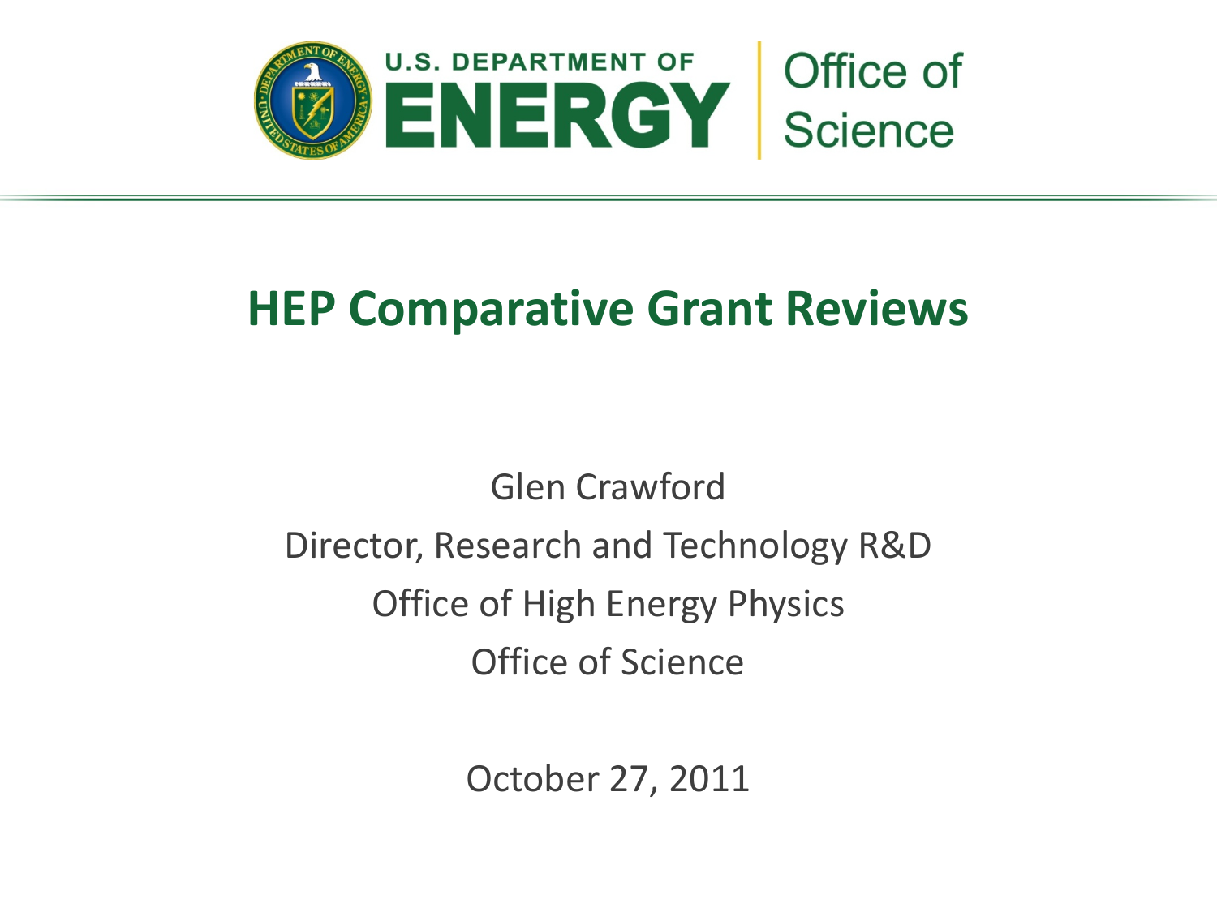U.S. DEPARTMENT OF ENERGY | Office of Science

# HEP Comparative Grant Reviews

Glen Crawford

Director, Research and Technology R&D

Office of High Energy Physics

Office of Science

October 27, 2011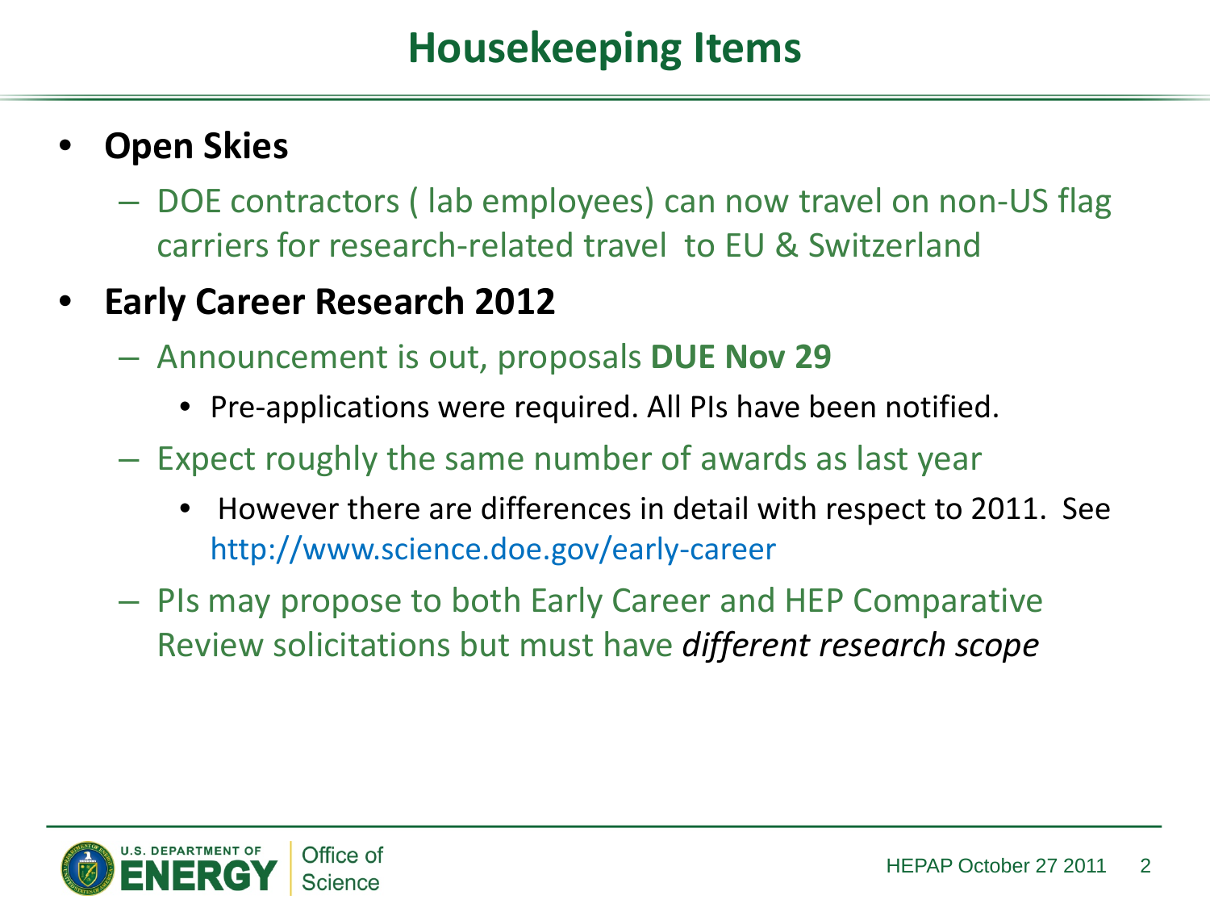# Housekeeping Items

- **Open Skies**
  - DOE contractors ( lab employees) can now travel on non-US flag carriers for research-related travel to EU & Switzerland
- **Early Career Research 2012**
  - Announcement is out, proposals **DUE Nov 29**
    - Pre-applications were required. All PIs have been notified.
  - Expect roughly the same number of awards as last year
    - However there are differences in detail with respect to 2011. See http://www.science.doe.gov/early-career
  - PIs may propose to both Early Career and HEP Comparative Review solicitations but must have *different research scope*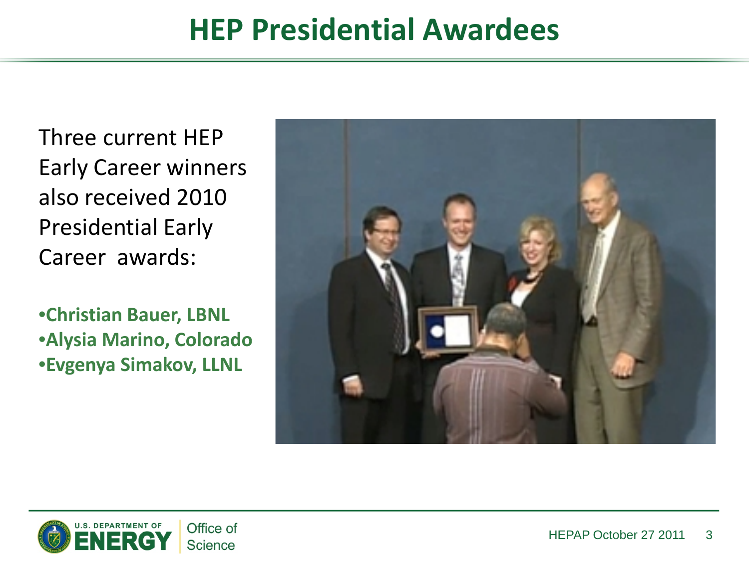# HEP Presidential Awardees

Three current HEP Early Career winners also received 2010 Presidential Early Career awards:

- **Christian Bauer, LBNL**
- **Alysia Marino, Colorado**
- **Evgenya Simakov, LLNL**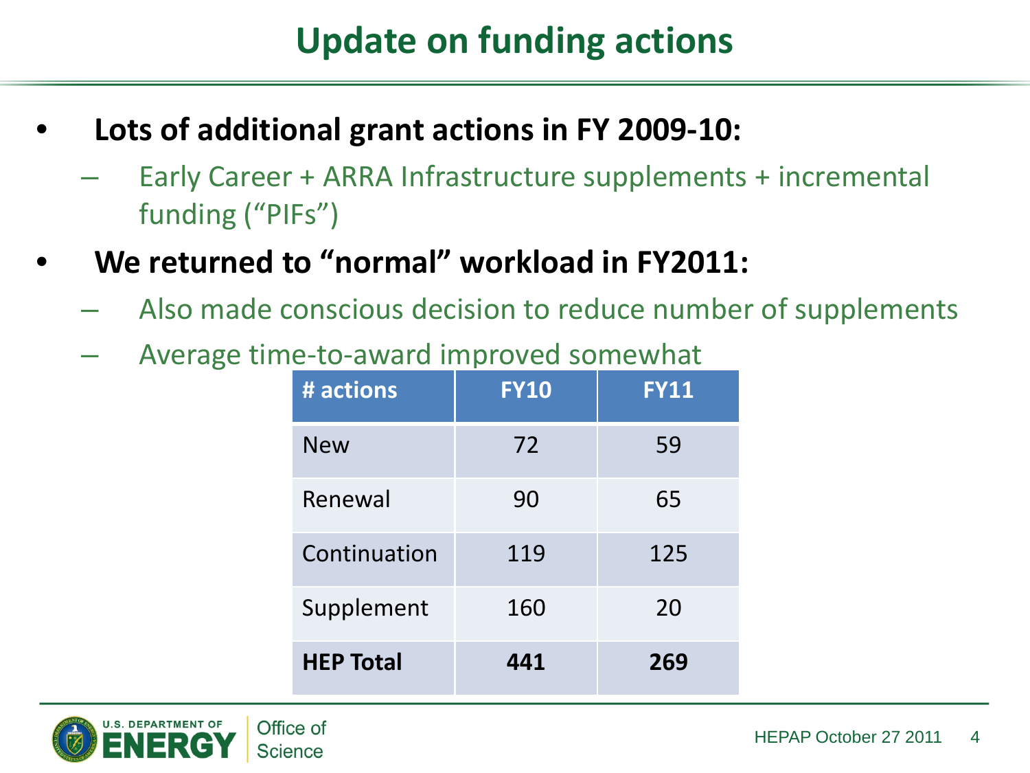# Update on funding actions

- **Lots of additional grant actions in FY 2009-10:**
  - Early Career + ARRA Infrastructure supplements + incremental funding ("PIFs")
- **We returned to "normal" workload in FY2011:**
  - Also made conscious decision to reduce number of supplements
  - Average time-to-award improved somewhat

| # actions | FY10 | FY11 |
| --- | --- | --- |
| New | 72 | 59 |
| Renewal | 90 | 65 |
| Continuation | 119 | 125 |
| Supplement | 160 | 20 |
| **HEP Total** | **441** | **269** |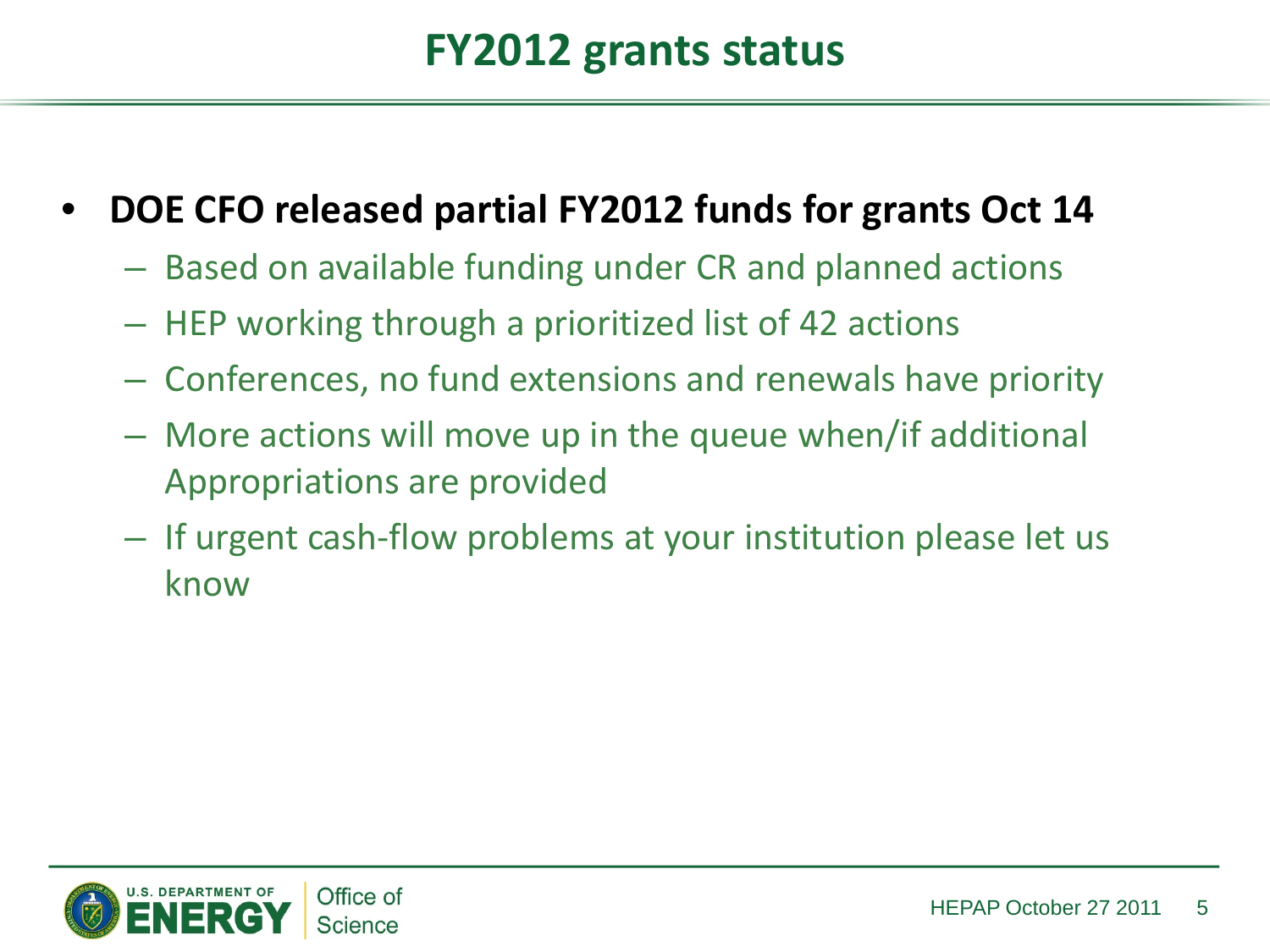# FY2012 grants status

- **DOE CFO released partial FY2012 funds for grants Oct 14**
  - Based on available funding under CR and planned actions
  - HEP working through a prioritized list of 42 actions
  - Conferences, no fund extensions and renewals have priority
  - More actions will move up in the queue when/if additional Appropriations are provided
  - If urgent cash-flow problems at your institution please let us know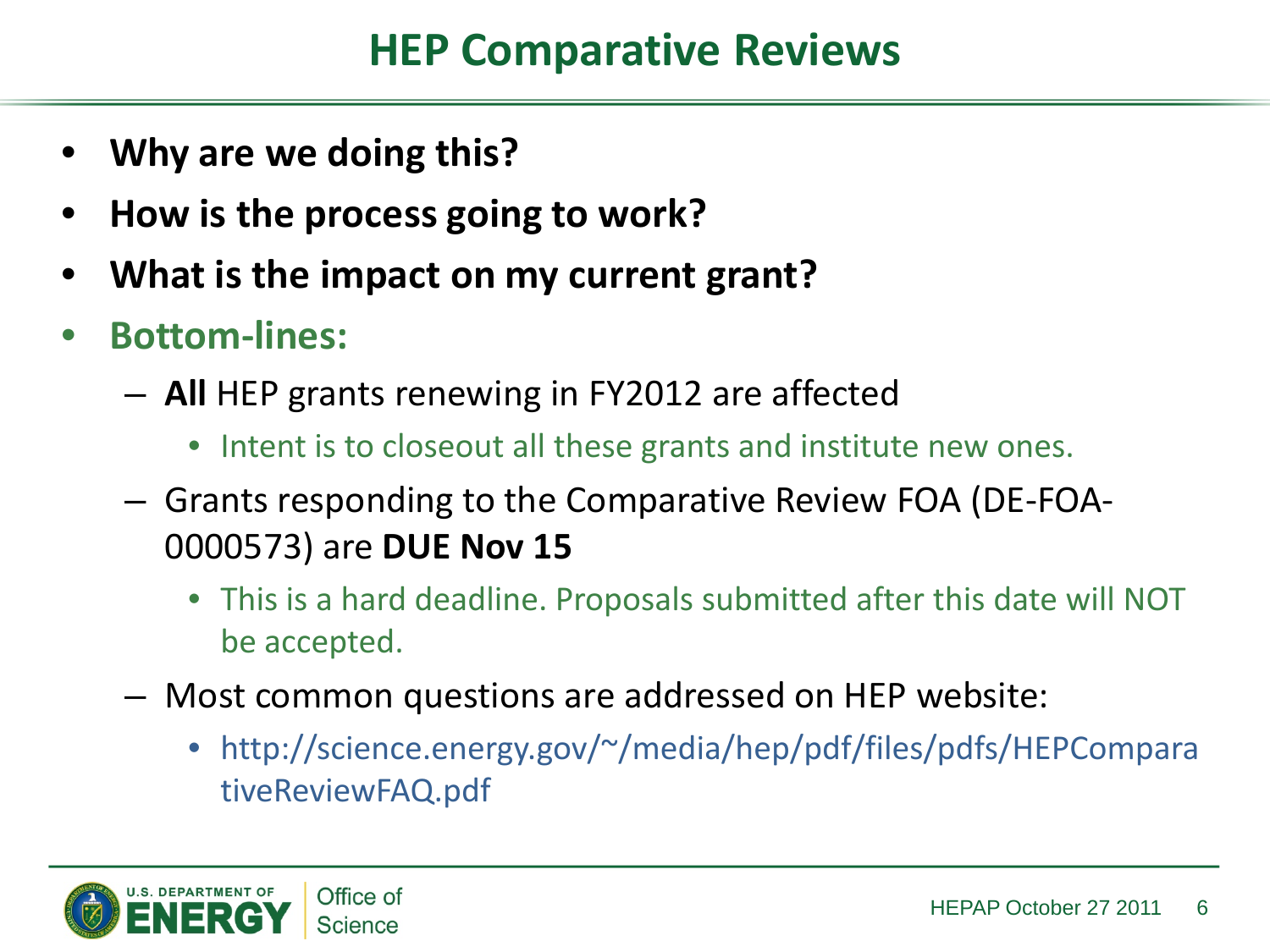# HEP Comparative Reviews

- **Why are we doing this?**
- **How is the process going to work?**
- **What is the impact on my current grant?**
- **Bottom-lines:**
  - **All** HEP grants renewing in FY2012 are affected
    - Intent is to closeout all these grants and institute new ones.
  - Grants responding to the Comparative Review FOA (DE-FOA-0000573) are **DUE Nov 15**
    - This is a hard deadline. Proposals submitted after this date will NOT be accepted.
  - Most common questions are addressed on HEP website:
    - http://science.energy.gov/~/media/hep/pdf/files/pdfs/HEPComparativeReviewFAQ.pdf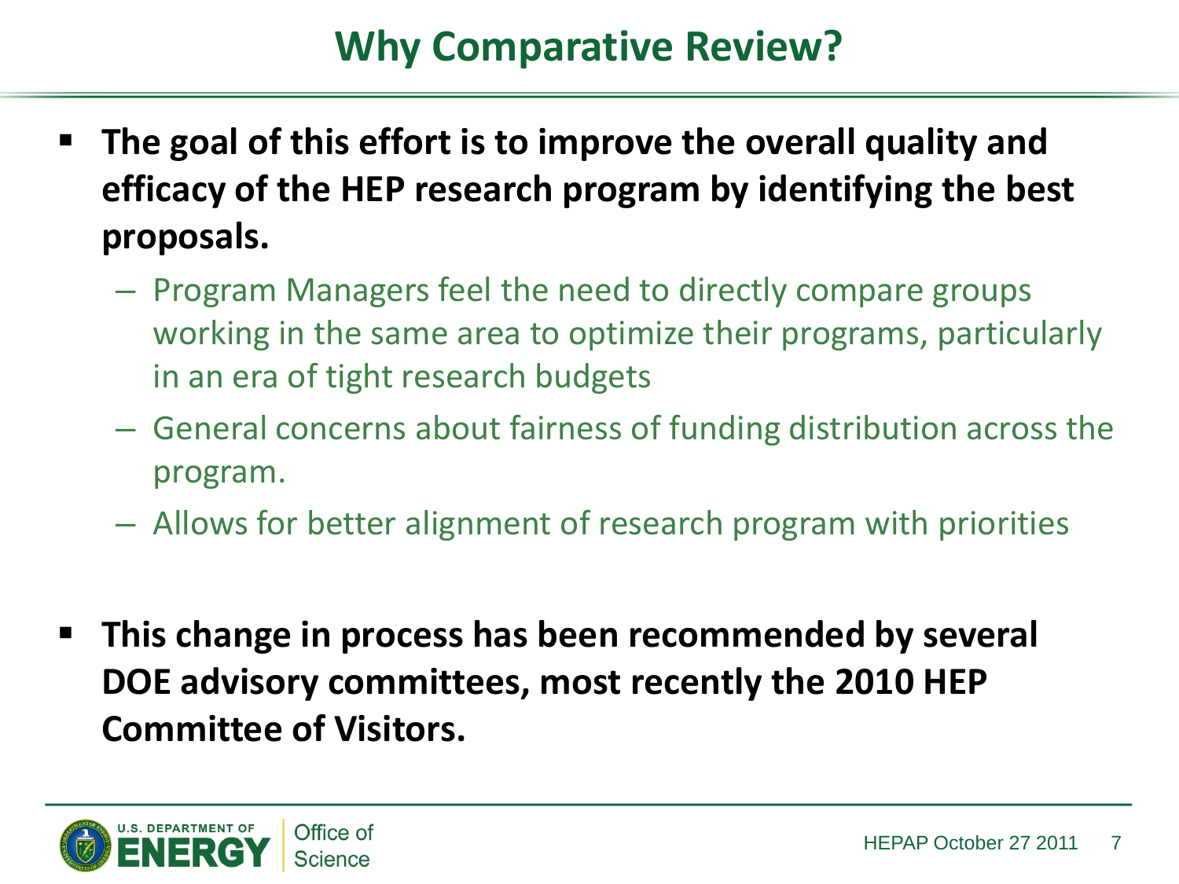# Why Comparative Review?

- **The goal of this effort is to improve the overall quality and efficacy of the HEP research program by identifying the best proposals.**
  - Program Managers feel the need to directly compare groups working in the same area to optimize their programs, particularly in an era of tight research budgets
  - General concerns about fairness of funding distribution across the program.
  - Allows for better alignment of research program with priorities

- **This change in process has been recommended by several DOE advisory committees, most recently the 2010 HEP Committee of Visitors.**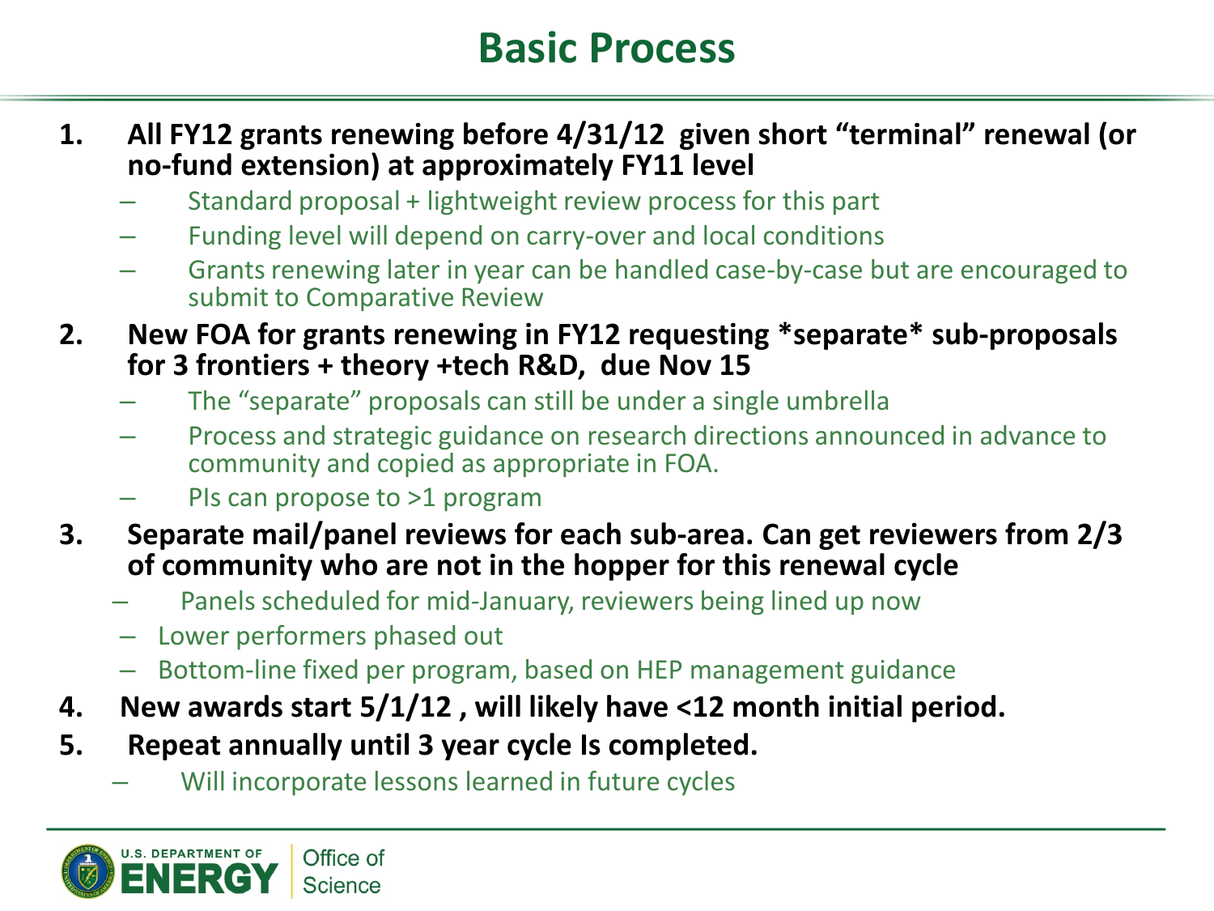# Basic Process

1. **All FY12 grants renewing before 4/31/12 given short "terminal" renewal (or no-fund extension) at approximately FY11 level**
   - Standard proposal + lightweight review process for this part
   - Funding level will depend on carry-over and local conditions
   - Grants renewing later in year can be handled case-by-case but are encouraged to submit to Comparative Review
2. **New FOA for grants renewing in FY12 requesting *separate* sub-proposals for 3 frontiers + theory +tech R&D, due Nov 15**
   - The "separate" proposals can still be under a single umbrella
   - Process and strategic guidance on research directions announced in advance to community and copied as appropriate in FOA.
   - PIs can propose to >1 program
3. **Separate mail/panel reviews for each sub-area. Can get reviewers from 2/3 of community who are not in the hopper for this renewal cycle**
   - Panels scheduled for mid-January, reviewers being lined up now
   - Lower performers phased out
   - Bottom-line fixed per program, based on HEP management guidance
4. **New awards start 5/1/12 , will likely have <12 month initial period.**
5. **Repeat annually until 3 year cycle Is completed.**
   - Will incorporate lessons learned in future cycles

U.S. DEPARTMENT OF ENERGY | Office of Science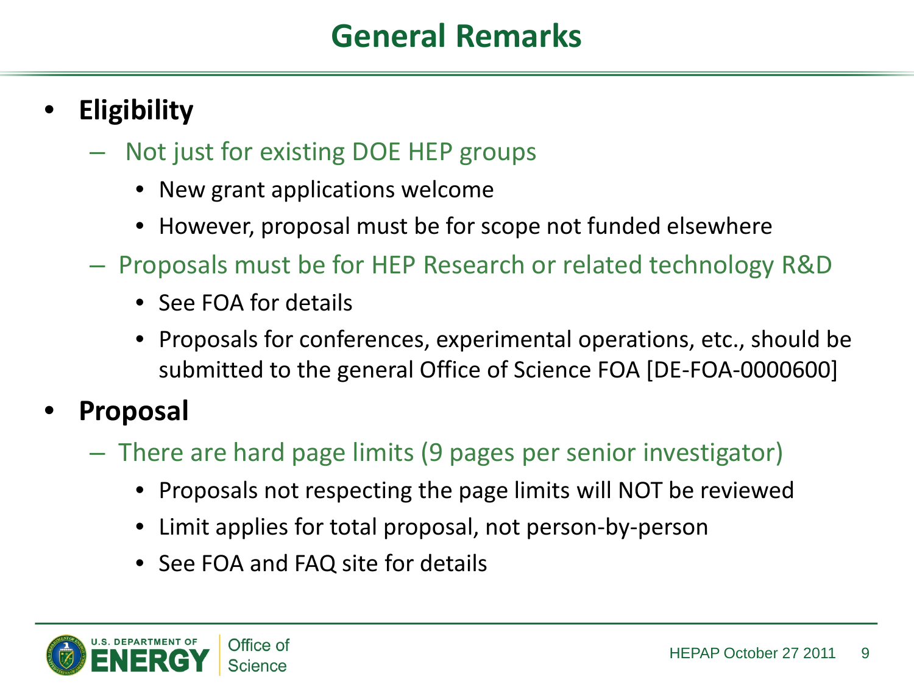# General Remarks

- **Eligibility**
  - Not just for existing DOE HEP groups
    - New grant applications welcome
    - However, proposal must be for scope not funded elsewhere
  - Proposals must be for HEP Research or related technology R&D
    - See FOA for details
    - Proposals for conferences, experimental operations, etc., should be submitted to the general Office of Science FOA [DE-FOA-0000600]
- **Proposal**
  - There are hard page limits (9 pages per senior investigator)
    - Proposals not respecting the page limits will NOT be reviewed
    - Limit applies for total proposal, not person-by-person
    - See FOA and FAQ site for details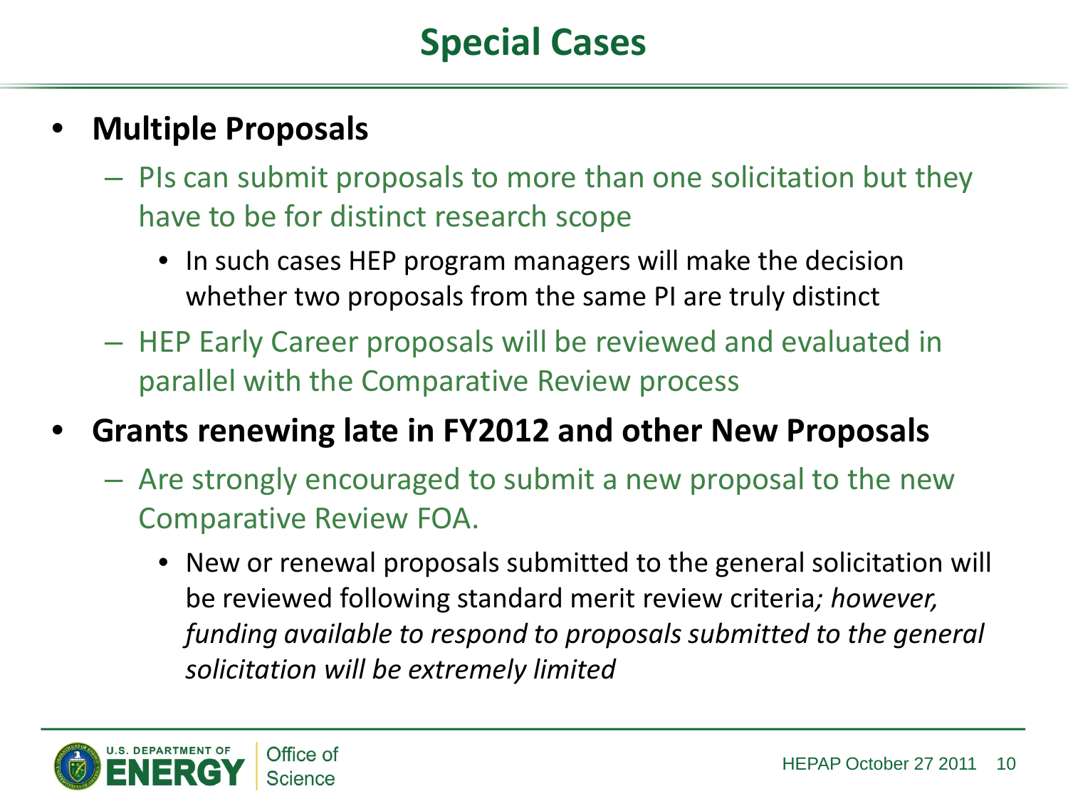# Special Cases

- **Multiple Proposals**
  - PIs can submit proposals to more than one solicitation but they have to be for distinct research scope
    - In such cases HEP program managers will make the decision whether two proposals from the same PI are truly distinct
  - HEP Early Career proposals will be reviewed and evaluated in parallel with the Comparative Review process
- **Grants renewing late in FY2012 and other New Proposals**
  - Are strongly encouraged to submit a new proposal to the new Comparative Review FOA.
    - New or renewal proposals submitted to the general solicitation will be reviewed following standard merit review criteria*; however, funding available to respond to proposals submitted to the general solicitation will be extremely limited*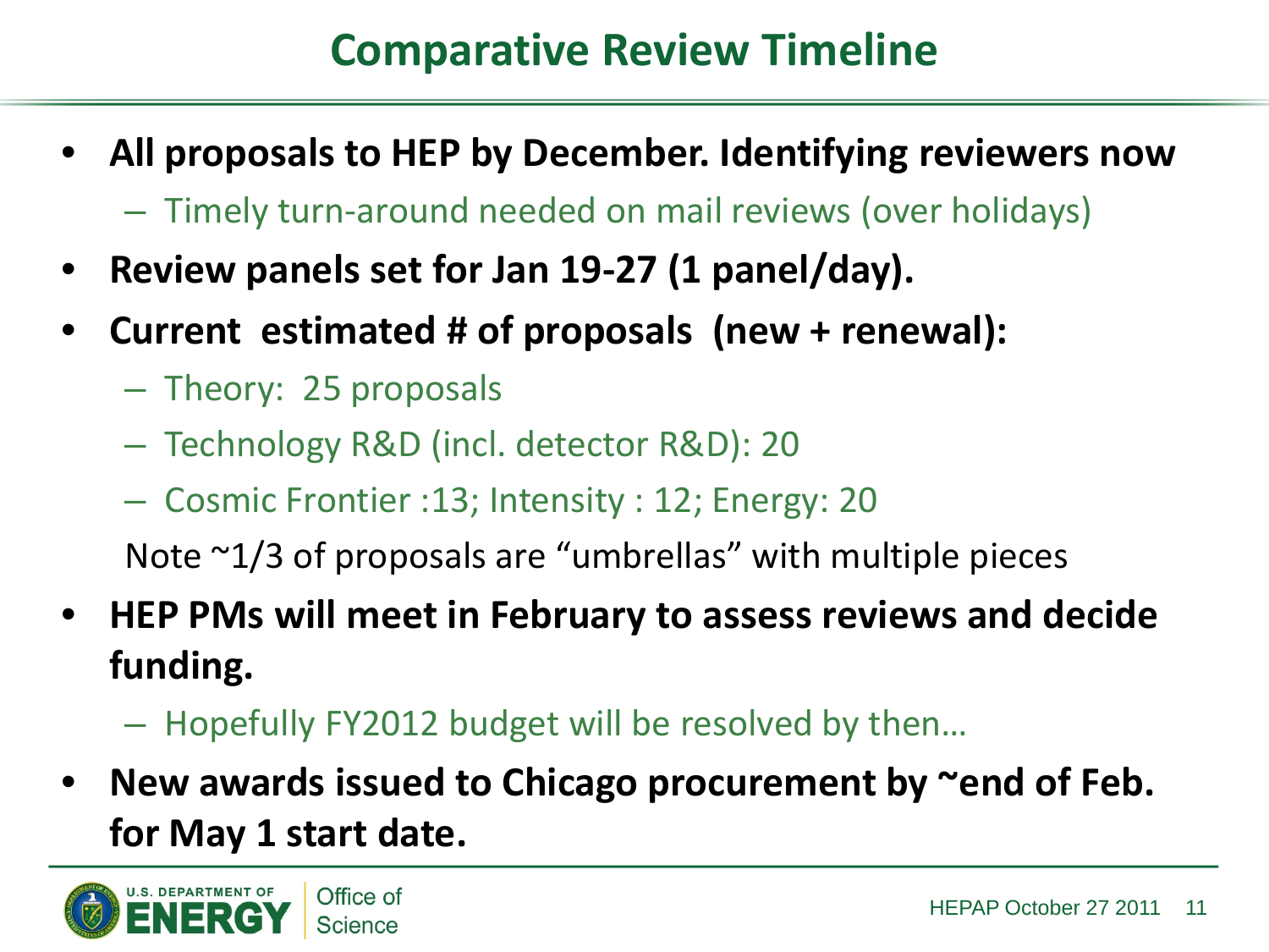# Comparative Review Timeline

- **All proposals to HEP by December. Identifying reviewers now**
  - Timely turn-around needed on mail reviews (over holidays)
- **Review panels set for Jan 19-27 (1 panel/day).**
- **Current estimated # of proposals (new + renewal):**
  - Theory: 25 proposals
  - Technology R&D (incl. detector R&D): 20
  - Cosmic Frontier :13; Intensity : 12; Energy: 20

  Note ~1/3 of proposals are "umbrellas" with multiple pieces
- **HEP PMs will meet in February to assess reviews and decide funding.**
  - Hopefully FY2012 budget will be resolved by then…
- **New awards issued to Chicago procurement by ~end of Feb. for May 1 start date.**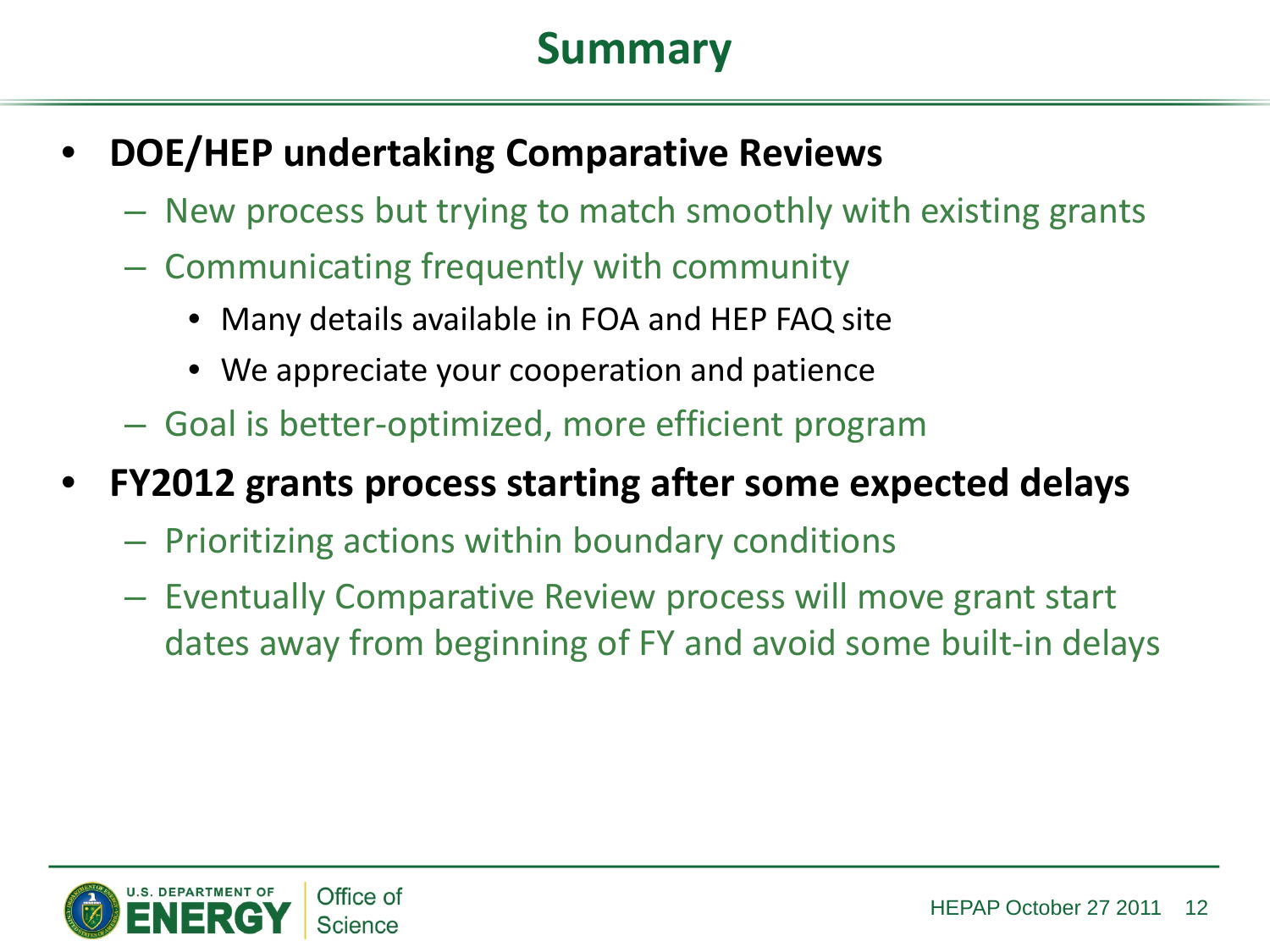# Summary

- **DOE/HEP undertaking Comparative Reviews**
  - New process but trying to match smoothly with existing grants
  - Communicating frequently with community
    - Many details available in FOA and HEP FAQ site
    - We appreciate your cooperation and patience
  - Goal is better-optimized, more efficient program
- **FY2012 grants process starting after some expected delays**
  - Prioritizing actions within boundary conditions
  - Eventually Comparative Review process will move grant start dates away from beginning of FY and avoid some built-in delays